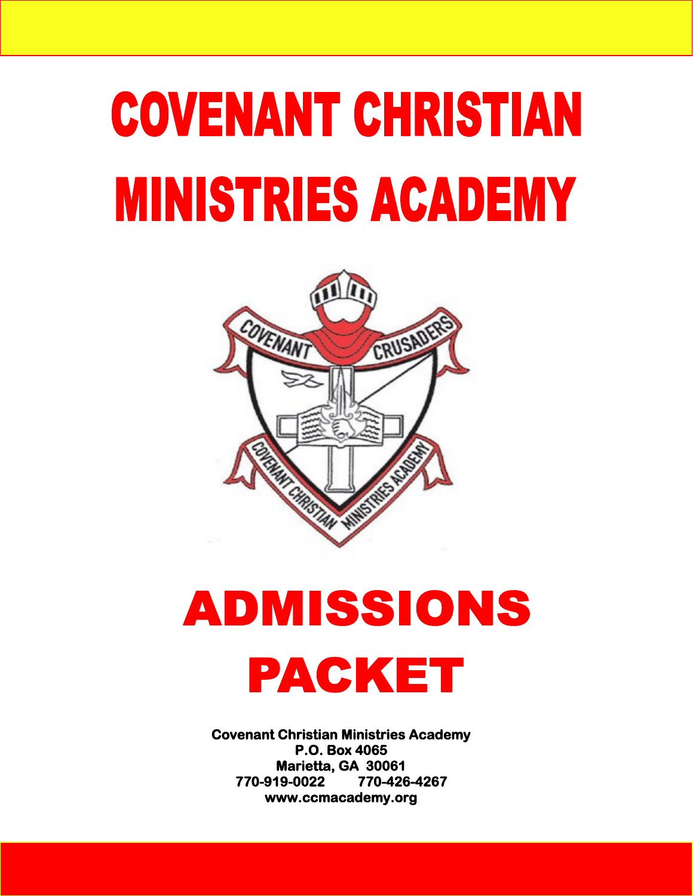# COVENANT CHRISTIAN MINISTRIES ACADEMY

# ADMISSIONS PACKET

**Covenant Christian Ministries Academy**
**P.O. Box 4065**
**Marietta, GA 30061**
**770-919-0022 770-426-4267**
**www.ccmacademy.org**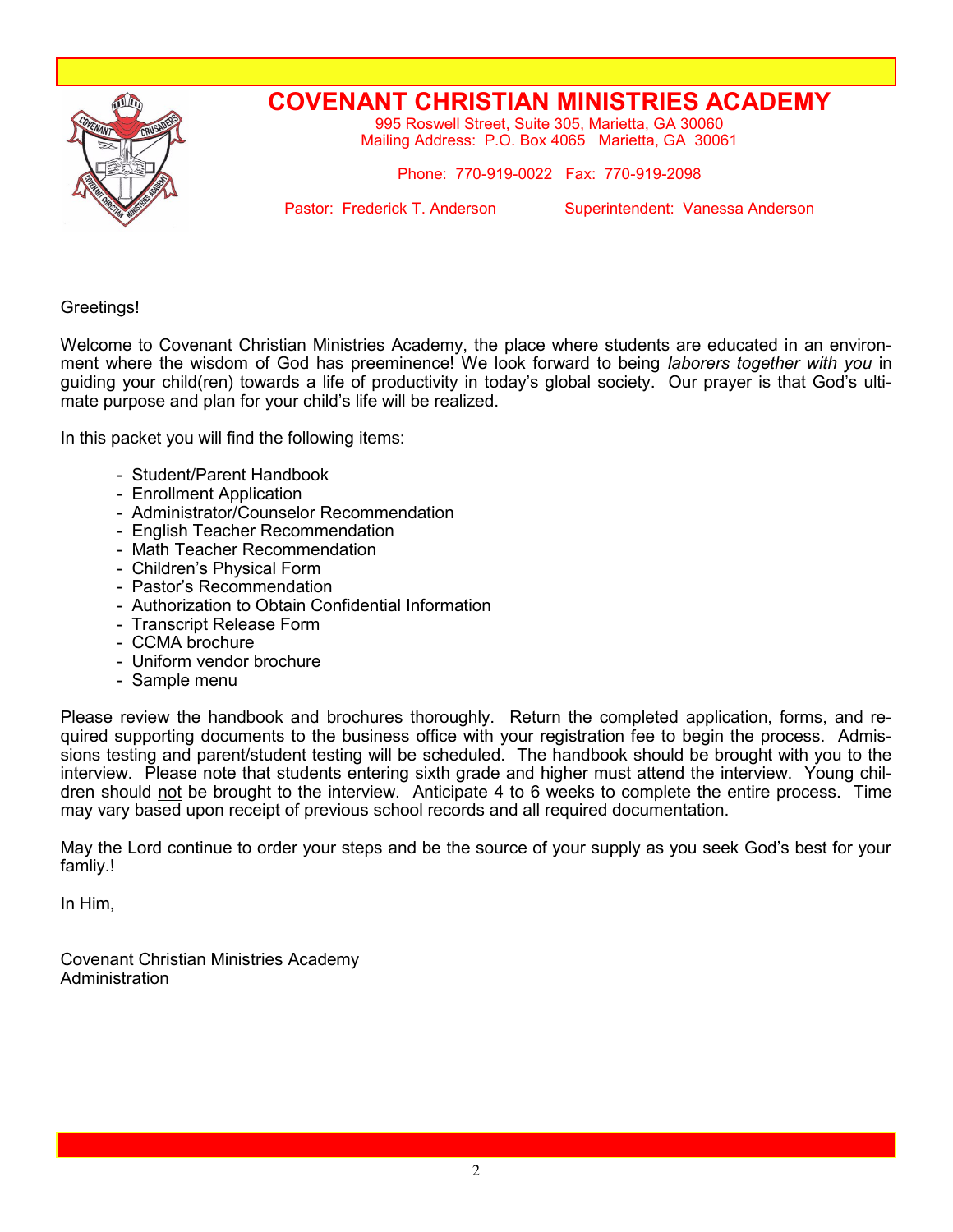# COVENANT CHRISTIAN MINISTRIES ACADEMY

995 Roswell Street, Suite 305, Marietta, GA 30060
Mailing Address: P.O. Box 4065 Marietta, GA 30061

Phone: 770-919-0022 Fax: 770-919-2098

Pastor: Frederick T. Anderson Superintendent: Vanessa Anderson

Greetings!

Welcome to Covenant Christian Ministries Academy, the place where students are educated in an environment where the wisdom of God has preeminence! We look forward to being *laborers together with you* in guiding your child(ren) towards a life of productivity in today's global society. Our prayer is that God's ultimate purpose and plan for your child's life will be realized.

In this packet you will find the following items:

- Student/Parent Handbook
- Enrollment Application
- Administrator/Counselor Recommendation
- English Teacher Recommendation
- Math Teacher Recommendation
- Children's Physical Form
- Pastor's Recommendation
- Authorization to Obtain Confidential Information
- Transcript Release Form
- CCMA brochure
- Uniform vendor brochure
- Sample menu

Please review the handbook and brochures thoroughly. Return the completed application, forms, and required supporting documents to the business office with your registration fee to begin the process. Admissions testing and parent/student testing will be scheduled. The handbook should be brought with you to the interview. Please note that students entering sixth grade and higher must attend the interview. Young children should <u>not</u> be brought to the interview. Anticipate 4 to 6 weeks to complete the entire process. Time may vary based upon receipt of previous school records and all required documentation.

May the Lord continue to order your steps and be the source of your supply as you seek God's best for your famliy.!

In Him,

Covenant Christian Ministries Academy
Administration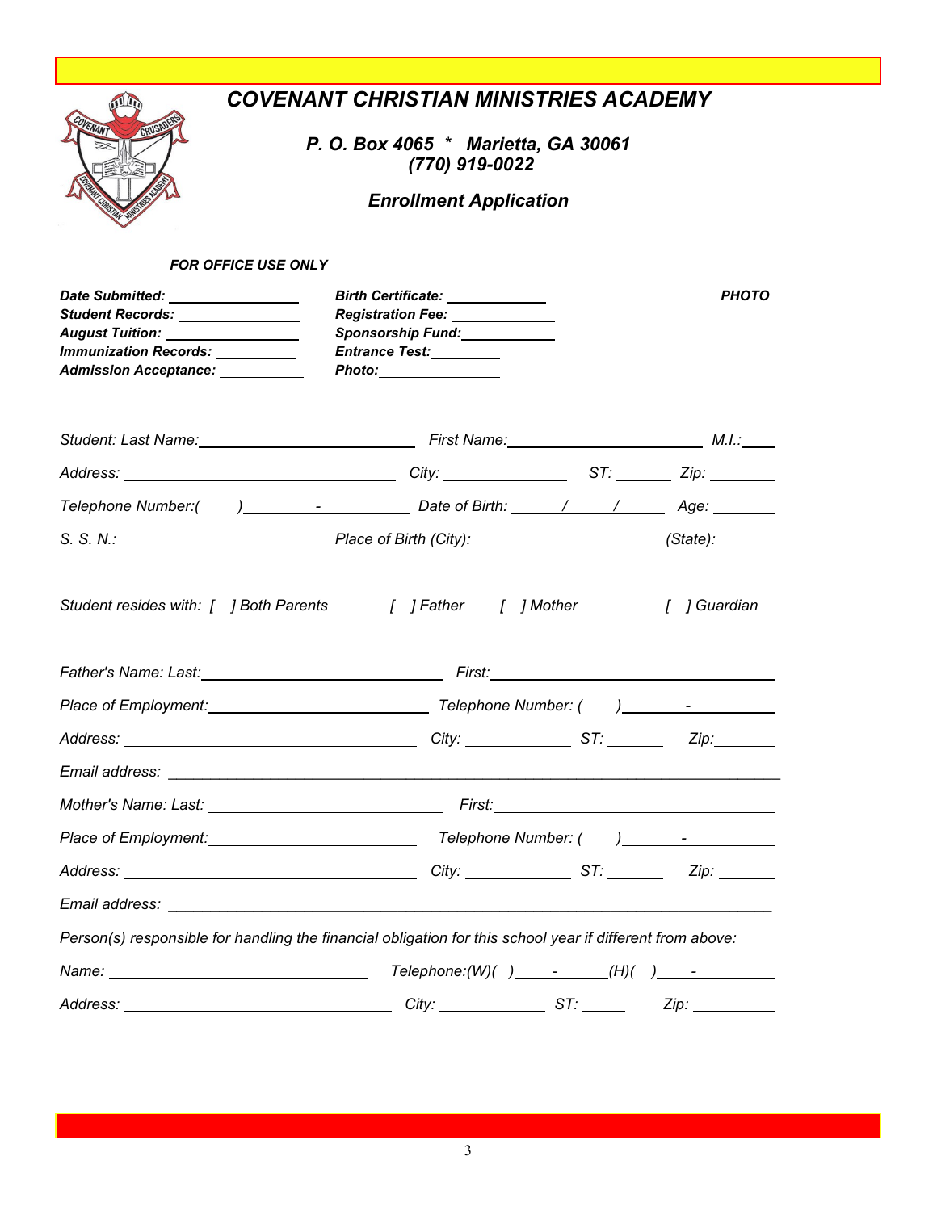# *COVENANT CHRISTIAN MINISTRIES ACADEMY*

### *P. O. Box 4065 * Marietta, GA 30061*
### *(770) 919-0022*

### *Enrollment Application*

***FOR OFFICE USE ONLY***

***Date Submitted:*** ________________ ***Birth Certificate:*** ____________ ***PHOTO***

***Student Records:*** ______________ ***Registration Fee:*** ____________

***August Tuition:*** ________________ ***Sponsorship Fund:*** ____________

***Immunization Records:*** __________ ***Entrance Test:*** _________

***Admission Acceptance:*** __________ ***Photo:*** _______________

*Student: Last Name:* _________________________ *First Name:* _______________________ *M.I.:* ____

*Address:* _________________________________ *City:* _______________ *ST:* _______ *Zip:* ________

*Telephone Number:(* *)* ________-__________ *Date of Birth:* _____/_____/______ *Age:* _______

*S. S. N.:* _______________________ *Place of Birth (City):* ___________________ *(State):* _______

*Student resides with: [ ] Both Parents [ ] Father [ ] Mother [ ] Guardian*

*Father's Name: Last:* ____________________________ *First:* __________________________________

*Place of Employment:* __________________________ *Telephone Number: (* *)* ________-___________

*Address:* ___________________________________ *City:* _____________ *ST:* _______ *Zip:* _______

*Email address:* ________________________________________________________________________

*Mother's Name: Last:* ____________________________ *First:* __________________________________

*Place of Employment:* __________________________ *Telephone Number: (* *)* ________-___________

*Address:* ___________________________________ *City:* _____________ *ST:* _______ *Zip:* _______

*Email address:* ________________________________________________________________________

*Person(s) responsible for handling the financial obligation for this school year if different from above:*

*Name:* _________________________________ *Telephone:(W)(* *)* ____-______ *(H)(* *)* ____-__________

*Address:* _________________________________ *City:* _____________ *ST:* _____ *Zip:* __________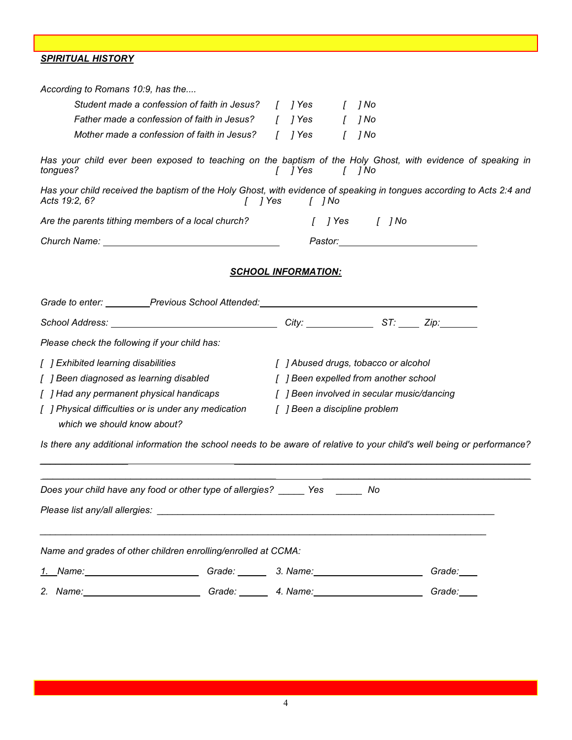***SPIRITUAL HISTORY***

*According to Romans 10:9, has the....*

*Student made a confession of faith in Jesus? [ ] Yes [ ] No*

*Father made a confession of faith in Jesus? [ ] Yes [ ] No*

*Mother made a confession of faith in Jesus? [ ] Yes [ ] No*

*Has your child ever been exposed to teaching on the baptism of the Holy Ghost, with evidence of speaking in tongues? [ ] Yes [ ] No*

*Has your child received the baptism of the Holy Ghost, with evidence of speaking in tongues according to Acts 2:4 and Acts 19:2, 6? [ ] Yes [ ] No*

*Are the parents tithing members of a local church? [ ] Yes [ ] No*

*Church Name:* ______________________________ *Pastor:* ______________________________

## ***SCHOOL INFORMATION:***

*Grade to enter:* ________ *Previous School Attended:* ______________________________

*School Address:* ______________________________ *City:* ____________ *ST:* ____ *Zip:* _______

*Please check the following if your child has:*

*[ ] Exhibited learning disabilities*

*[ ] Been diagnosed as learning disabled*

*[ ] Had any permanent physical handicaps*

*[ ] Physical difficulties or is under any medication which we should know about?*

*[ ] Abused drugs, tobacco or alcohol*

*[ ] Been expelled from another school*

*[ ] Been involved in secular music/dancing*

*[ ] Been a discipline problem*

*Is there any additional information the school needs to be aware of relative to your child's well being or performance?*

______________________________________________________________________________

______________________________________________________________________________

*Does your child have any food or other type of allergies?* _____ *Yes* _____ *No*

*Please list any/all allergies:* ______________________________________________________________

______________________________________________________________________________

*Name and grades of other children enrolling/enrolled at CCMA:*

*1. Name:* ______________________ *Grade:* ______ *3. Name:* ______________________ *Grade:* ____

*2. Name:* ______________________ *Grade:* ______ *4. Name:* ______________________ *Grade:* ____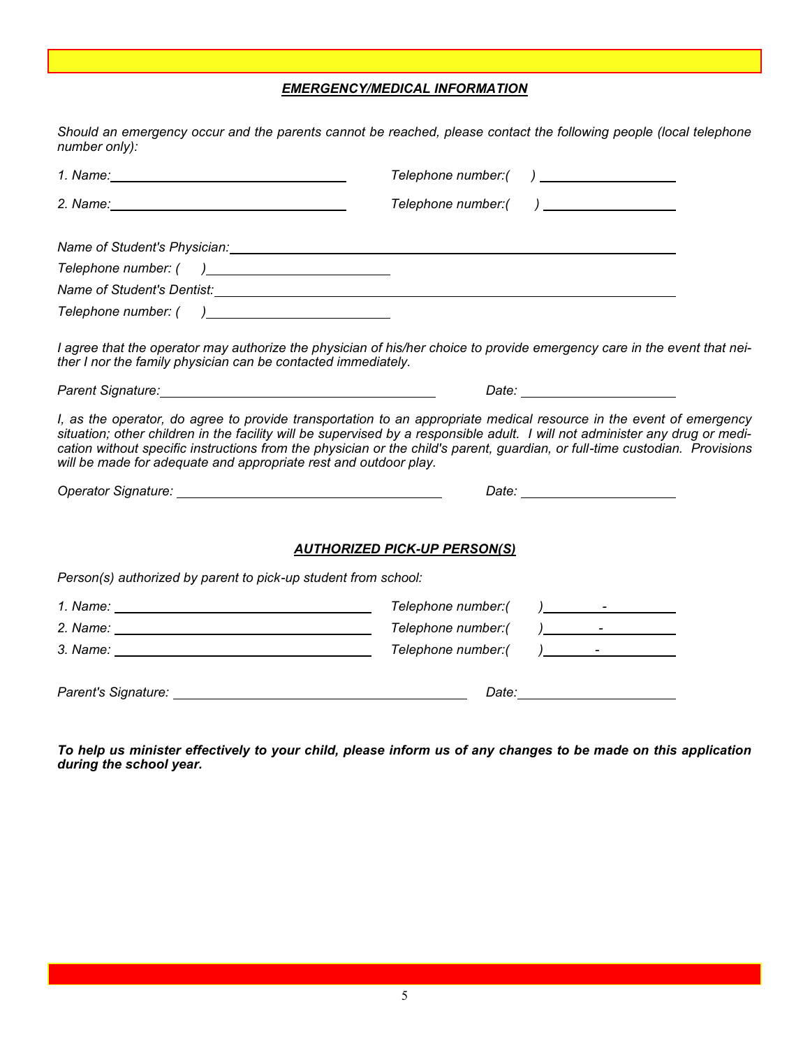***EMERGENCY/MEDICAL INFORMATION***

*Should an emergency occur and the parents cannot be reached, please contact the following people (local telephone number only):*

*1. Name:* ______________________________ *Telephone number:(    )* __________________

*2. Name:* ______________________________ *Telephone number:(    )* __________________

*Name of Student's Physician:* ____________________________________________________

*Telephone number: (    )* ______________________

*Name of Student's Dentist:* ______________________________________________________

*Telephone number: (    )* ______________________

*I agree that the operator may authorize the physician of his/her choice to provide emergency care in the event that neither I nor the family physician can be contacted immediately.*

*Parent Signature:* __________________________________ *Date:* ____________________

*I, as the operator, do agree to provide transportation to an appropriate medical resource in the event of emergency situation; other children in the facility will be supervised by a responsible adult. I will not administer any drug or medication without specific instructions from the physician or the child's parent, guardian, or full-time custodian. Provisions will be made for adequate and appropriate rest and outdoor play.*

*Operator Signature:* _________________________________ *Date:* ____________________

***AUTHORIZED PICK-UP PERSON(S)***

*Person(s) authorized by parent to pick-up student from school:*

*1. Name:* ________________________________ *Telephone number:(    )* ________-__________

*2. Name:* ________________________________ *Telephone number:(    )* ________-__________

*3. Name:* ________________________________ *Telephone number:(    )* ________-__________

*Parent's Signature:* ____________________________________ *Date:* ____________________

***To help us minister effectively to your child, please inform us of any changes to be made on this application during the school year.***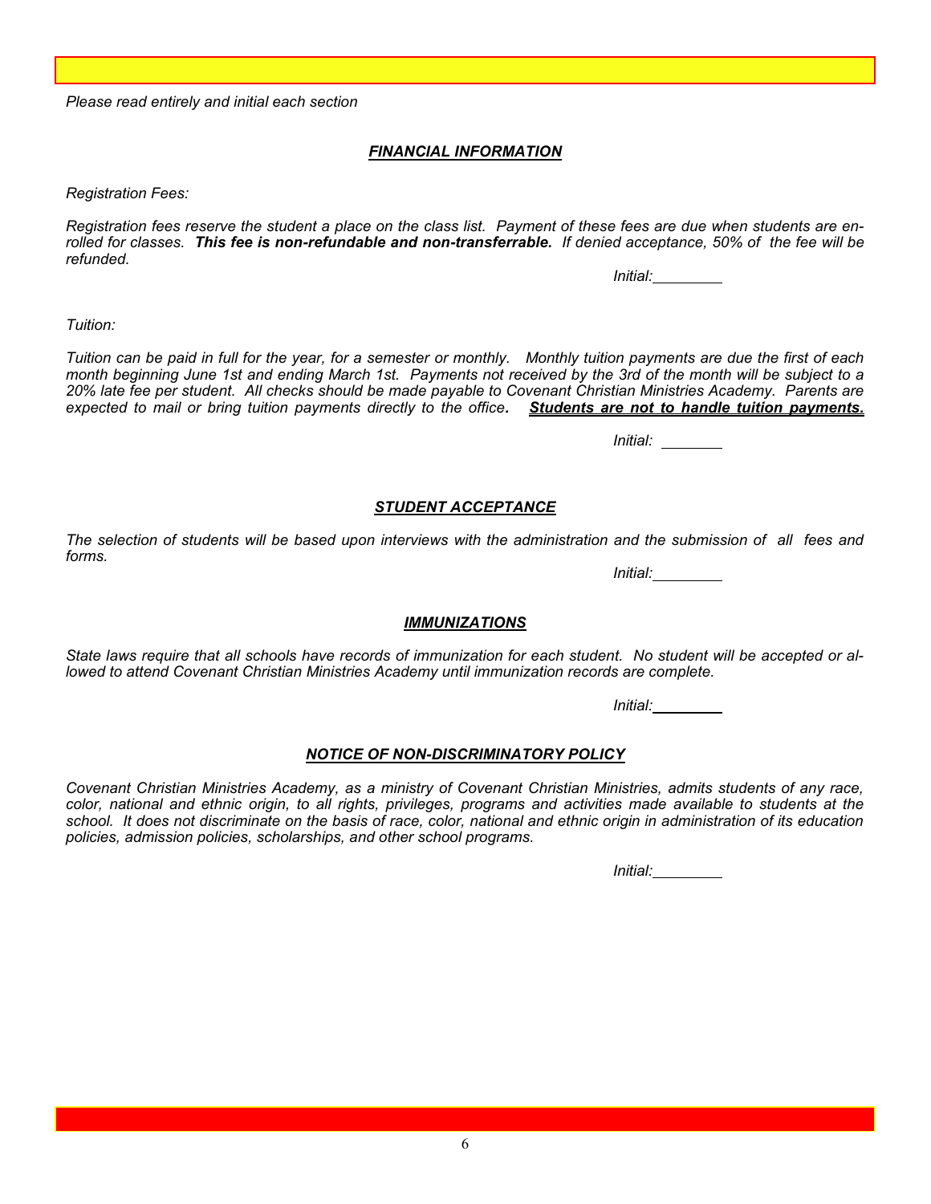*Please read entirely and initial each section*

## ***FINANCIAL INFORMATION***

*Registration Fees:*

*Registration fees reserve the student a place on the class list. Payment of these fees are due when students are enrolled for classes.* ***This fee is non-refundable and non-transferrable.*** *If denied acceptance, 50% of the fee will be refunded.*

*Initial:________*

*Tuition:*

*Tuition can be paid in full for the year, for a semester or monthly. Monthly tuition payments are due the first of each month beginning June 1st and ending March 1st. Payments not received by the 3rd of the month will be subject to a 20% late fee per student. All checks should be made payable to Covenant Christian Ministries Academy. Parents are expected to mail or bring tuition payments directly to the office.* ***Students are not to handle tuition payments.***

*Initial: ________*

## ***STUDENT ACCEPTANCE***

*The selection of students will be based upon interviews with the administration and the submission of all fees and forms.*

*Initial:________*

## ***IMMUNIZATIONS***

*State laws require that all schools have records of immunization for each student. No student will be accepted or allowed to attend Covenant Christian Ministries Academy until immunization records are complete.*

*Initial:________*

## ***NOTICE OF NON-DISCRIMINATORY POLICY***

*Covenant Christian Ministries Academy, as a ministry of Covenant Christian Ministries, admits students of any race, color, national and ethnic origin, to all rights, privileges, programs and activities made available to students at the school. It does not discriminate on the basis of race, color, national and ethnic origin in administration of its education policies, admission policies, scholarships, and other school programs.*

*Initial:________*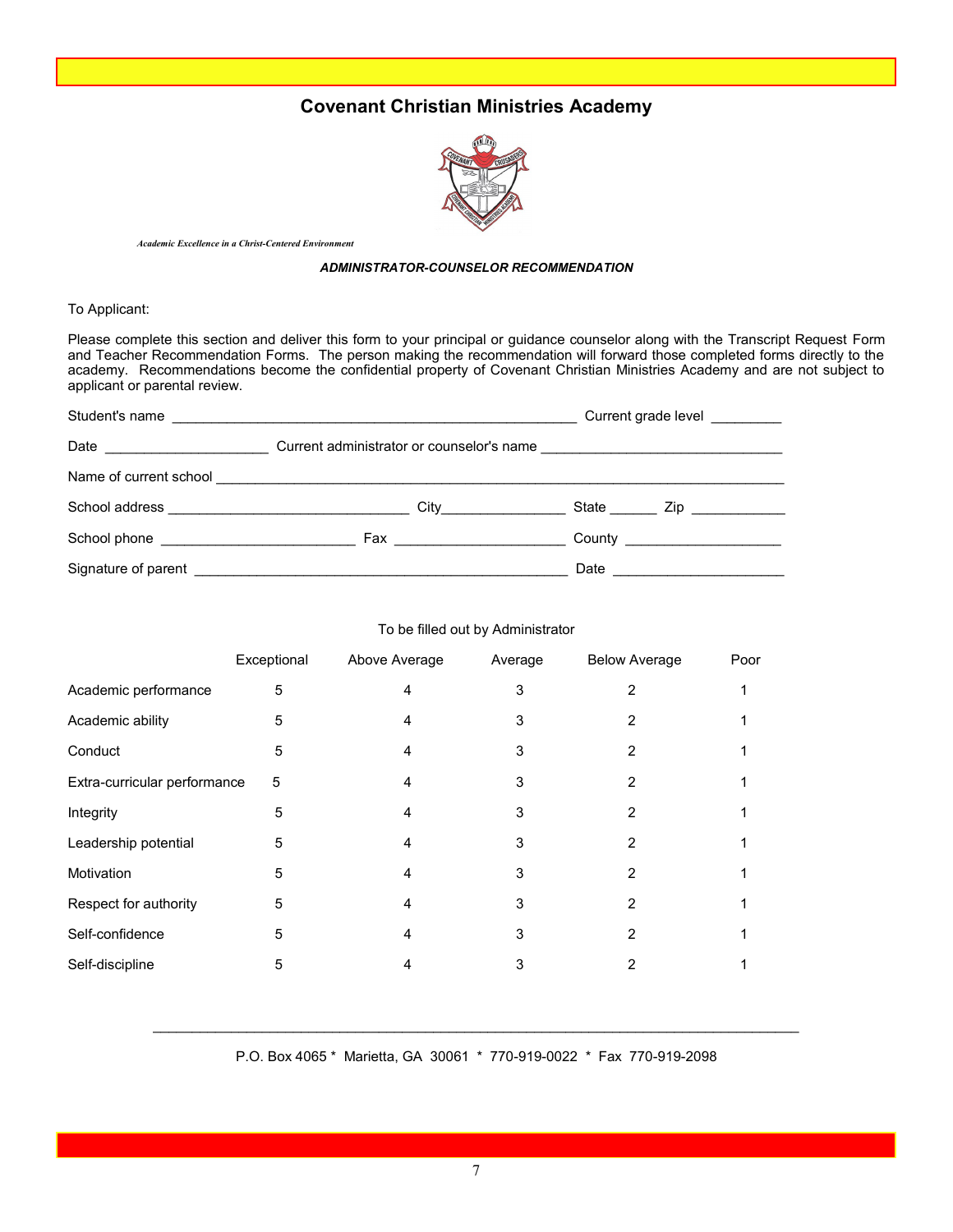# Covenant Christian Ministries Academy

*Academic Excellence in a Christ-Centered Environment*

***ADMINISTRATOR-COUNSELOR RECOMMENDATION***

To Applicant:

Please complete this section and deliver this form to your principal or guidance counselor along with the Transcript Request Form and Teacher Recommendation Forms. The person making the recommendation will forward those completed forms directly to the academy. Recommendations become the confidential property of Covenant Christian Ministries Academy and are not subject to applicant or parental review.

Student's name ____________________________________________________ Current grade level _________

Date ____________________ Current administrator or counselor's name ______________________________

Name of current school ____________________________________________________________________

School address ______________________________ City________________ State ______ Zip ____________

School phone ________________________ Fax ______________________ County ____________________

Signature of parent ______________________________________________ Date _____________________

To be filled out by Administrator

| | Exceptional | Above Average | Average | Below Average | Poor |
|---|---|---|---|---|---|
| Academic performance | 5 | 4 | 3 | 2 | 1 |
| Academic ability | 5 | 4 | 3 | 2 | 1 |
| Conduct | 5 | 4 | 3 | 2 | 1 |
| Extra-curricular performance | 5 | 4 | 3 | 2 | 1 |
| Integrity | 5 | 4 | 3 | 2 | 1 |
| Leadership potential | 5 | 4 | 3 | 2 | 1 |
| Motivation | 5 | 4 | 3 | 2 | 1 |
| Respect for authority | 5 | 4 | 3 | 2 | 1 |
| Self-confidence | 5 | 4 | 3 | 2 | 1 |
| Self-discipline | 5 | 4 | 3 | 2 | 1 |

P.O. Box 4065 * Marietta, GA 30061 * 770-919-0022 * Fax 770-919-2098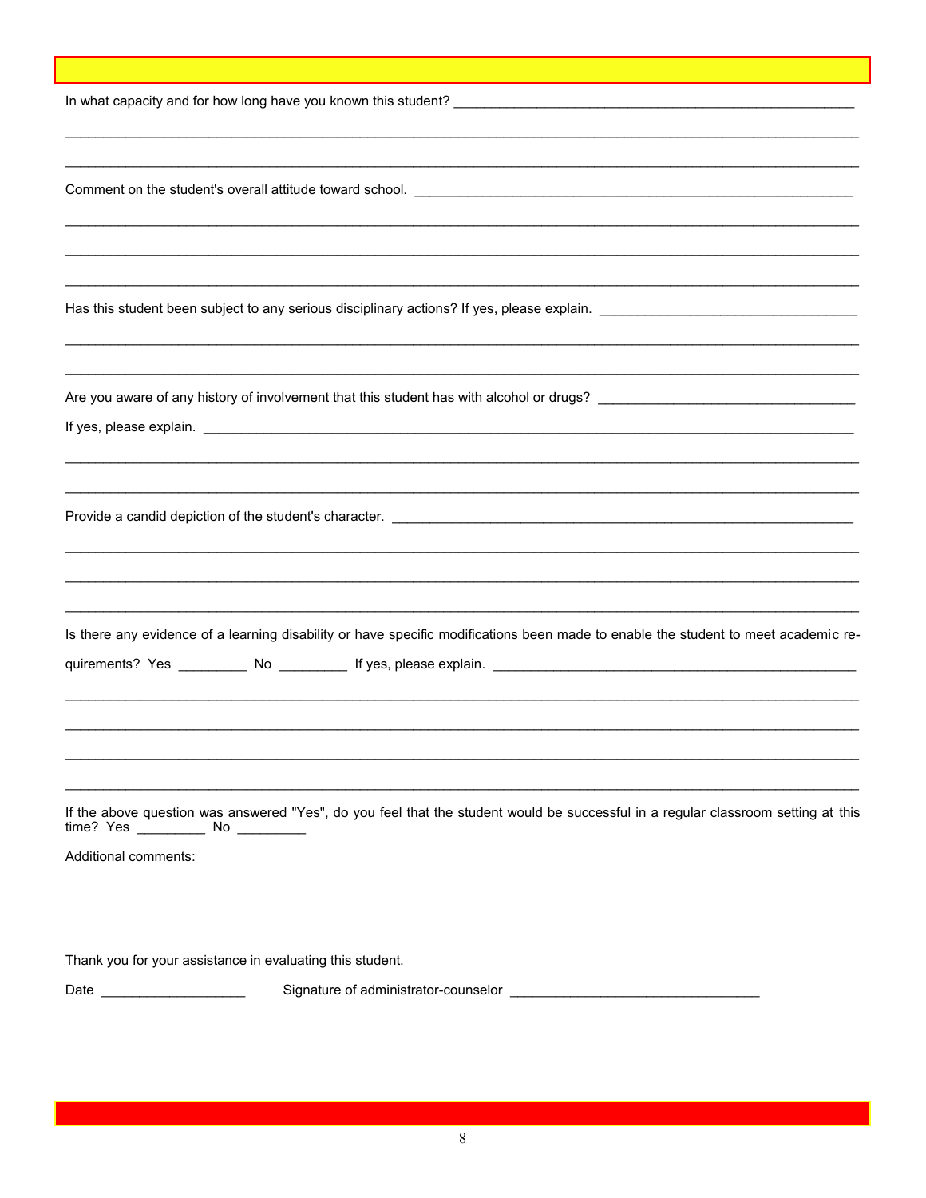In what capacity and for how long have you known this student? ____________________________________________________

________________________________________________________________________________________________________

________________________________________________________________________________________________________

Comment on the student's overall attitude toward school. ________________________________________________________

________________________________________________________________________________________________________

________________________________________________________________________________________________________

________________________________________________________________________________________________________

Has this student been subject to any serious disciplinary actions? If yes, please explain. __________________________________

________________________________________________________________________________________________________

________________________________________________________________________________________________________

Are you aware of any history of involvement that this student has with alcohol or drugs? __________________________________

If yes, please explain. ______________________________________________________________________________________

________________________________________________________________________________________________________

________________________________________________________________________________________________________

Provide a candid depiction of the student's character. ___________________________________________________________

________________________________________________________________________________________________________

________________________________________________________________________________________________________

________________________________________________________________________________________________________

Is there any evidence of a learning disability or have specific modifications been made to enable the student to meet academic requirements? Yes _________ No _________ If yes, please explain. ______________________________________________

________________________________________________________________________________________________________

________________________________________________________________________________________________________

________________________________________________________________________________________________________

________________________________________________________________________________________________________

If the above question was answered "Yes", do you feel that the student would be successful in a regular classroom setting at this time? Yes _________ No _________

Additional comments:

Thank you for your assistance in evaluating this student.

Date ___________________ Signature of administrator-counselor _________________________________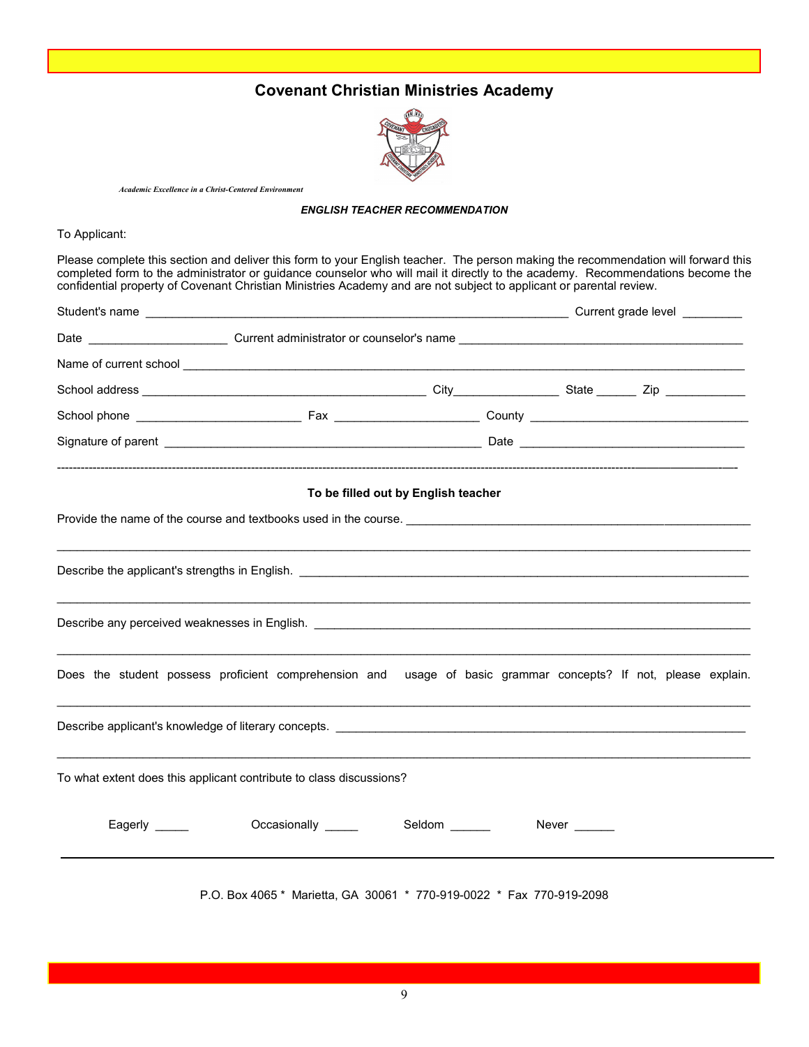# Covenant Christian Ministries Academy

*Academic Excellence in a Christ-Centered Environment*

***ENGLISH TEACHER RECOMMENDATION***

To Applicant:

Please complete this section and deliver this form to your English teacher. The person making the recommendation will forward this completed form to the administrator or guidance counselor who will mail it directly to the academy. Recommendations become the confidential property of Covenant Christian Ministries Academy and are not subject to applicant or parental review.

Student's name ____________________________________________ Current grade level _________

Date ____________________ Current administrator or counselor's name ______________________________

Name of current school ______________________________________________________________

School address ______________________________ City_______________ State ______ Zip ____________

School phone ________________________ Fax _____________________ County ________________________

Signature of parent ____________________________________ Date ______________________________

---

**To be filled out by English teacher**

Provide the name of the course and textbooks used in the course. ________________________________

______________________________________________________________________________

Describe the applicant's strengths in English. ______________________________________________

______________________________________________________________________________

Describe any perceived weaknesses in English. _____________________________________________

______________________________________________________________________________

Does the student possess proficient comprehension and usage of basic grammar concepts? If not, please explain.

______________________________________________________________________________

Describe applicant's knowledge of literary concepts. _________________________________________

______________________________________________________________________________

To what extent does this applicant contribute to class discussions?

Eagerly _____ Occasionally _____ Seldom ______ Never ______

---

P.O. Box 4065 * Marietta, GA 30061 * 770-919-0022 * Fax 770-919-2098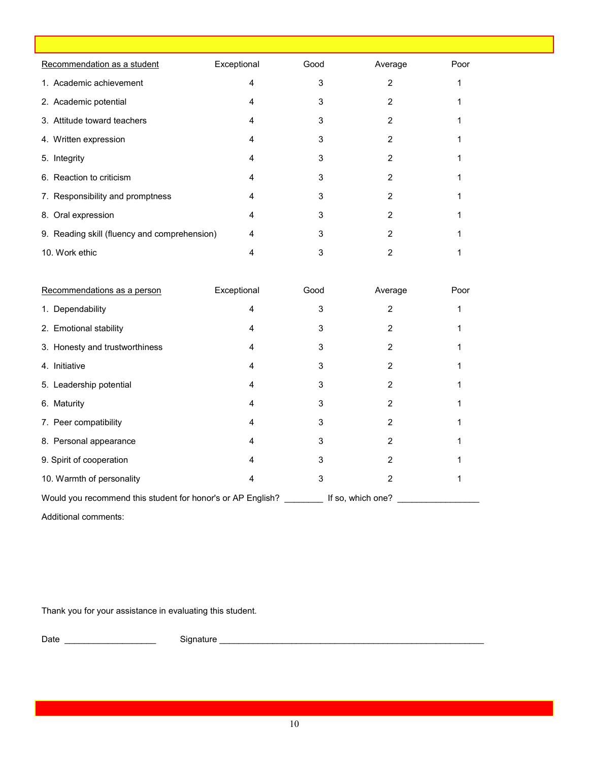| Recommendation as a student | Exceptional | Good | Average | Poor |
|---|---|---|---|---|
| 1. Academic achievement | 4 | 3 | 2 | 1 |
| 2. Academic potential | 4 | 3 | 2 | 1 |
| 3. Attitude toward teachers | 4 | 3 | 2 | 1 |
| 4. Written expression | 4 | 3 | 2 | 1 |
| 5. Integrity | 4 | 3 | 2 | 1 |
| 6. Reaction to criticism | 4 | 3 | 2 | 1 |
| 7. Responsibility and promptness | 4 | 3 | 2 | 1 |
| 8. Oral expression | 4 | 3 | 2 | 1 |
| 9. Reading skill (fluency and comprehension) | 4 | 3 | 2 | 1 |
| 10. Work ethic | 4 | 3 | 2 | 1 |

| Recommendations as a person | Exceptional | Good | Average | Poor |
|---|---|---|---|---|
| 1. Dependability | 4 | 3 | 2 | 1 |
| 2. Emotional stability | 4 | 3 | 2 | 1 |
| 3. Honesty and trustworthiness | 4 | 3 | 2 | 1 |
| 4. Initiative | 4 | 3 | 2 | 1 |
| 5. Leadership potential | 4 | 3 | 2 | 1 |
| 6. Maturity | 4 | 3 | 2 | 1 |
| 7. Peer compatibility | 4 | 3 | 2 | 1 |
| 8. Personal appearance | 4 | 3 | 2 | 1 |
| 9. Spirit of cooperation | 4 | 3 | 2 | 1 |
| 10. Warmth of personality | 4 | 3 | 2 | 1 |

Would you recommend this student for honor's or AP English? ________ If so, which one? _________________

Additional comments:

Thank you for your assistance in evaluating this student.

Date ___________________ Signature ______________________________________________________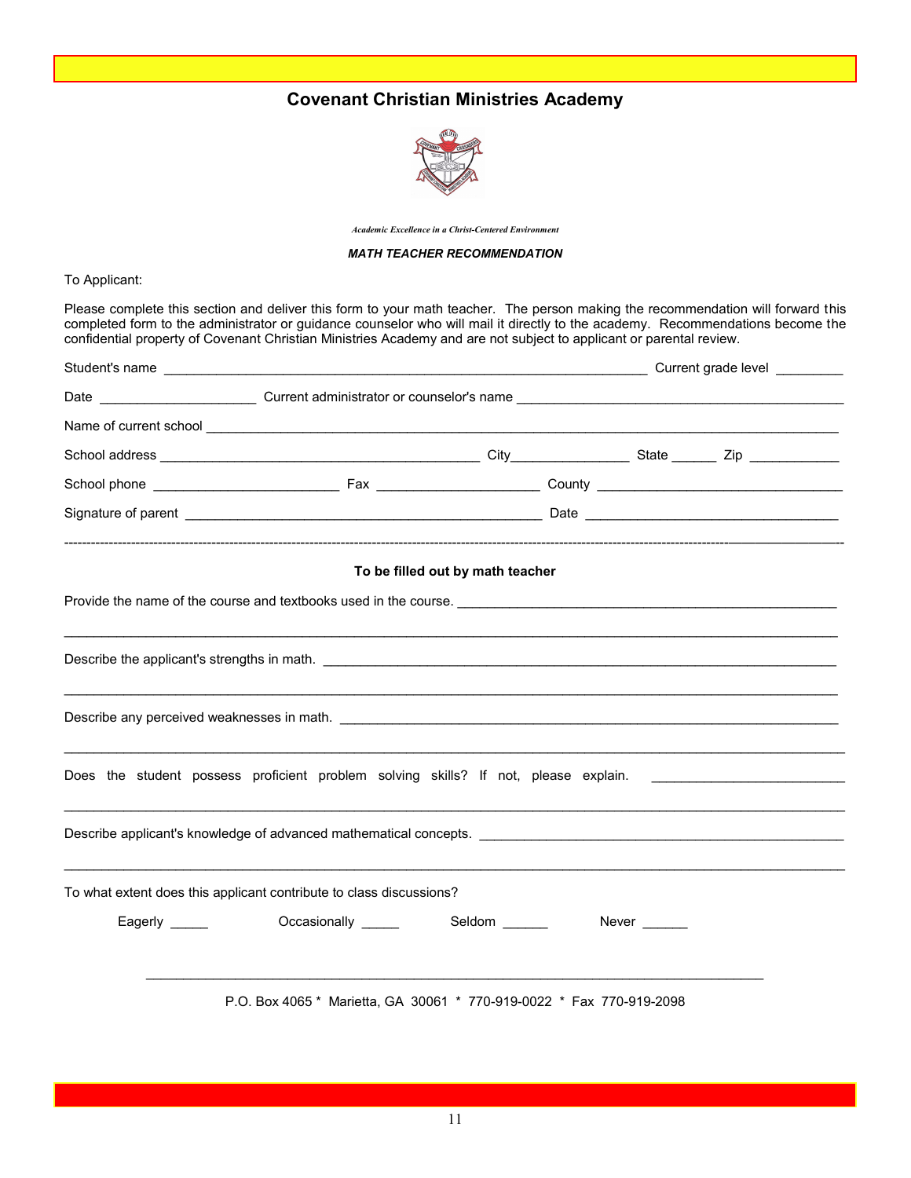# Covenant Christian Ministries Academy

*Academic Excellence in a Christ-Centered Environment*

***MATH TEACHER RECOMMENDATION***

To Applicant:

Please complete this section and deliver this form to your math teacher. The person making the recommendation will forward this completed form to the administrator or guidance counselor who will mail it directly to the academy. Recommendations become the confidential property of Covenant Christian Ministries Academy and are not subject to applicant or parental review.

Student's name ____________________________________________ Current grade level _________

Date ____________________ Current administrator or counselor's name ______________________________

Name of current school ____________________________________________________________

School address ______________________________ City_______________ State ______ Zip ____________

School phone ________________________ Fax ______________________ County ________________________

Signature of parent ____________________________________ Date ____________________________

---

**To be filled out by math teacher**

Provide the name of the course and textbooks used in the course. ______________________________________

_____________________________________________________________________________

Describe the applicant's strengths in math. ____________________________________________________

_____________________________________________________________________________

Describe any perceived weaknesses in math. ___________________________________________________

_____________________________________________________________________________

Does the student possess proficient problem solving skills? If not, please explain. _________________________

_____________________________________________________________________________

Describe applicant's knowledge of advanced mathematical concepts. ______________________________________

_____________________________________________________________________________

To what extent does this applicant contribute to class discussions?

Eagerly _____ Occasionally _____ Seldom ______ Never ______

P.O. Box 4065 * Marietta, GA 30061 * 770-919-0022 * Fax 770-919-2098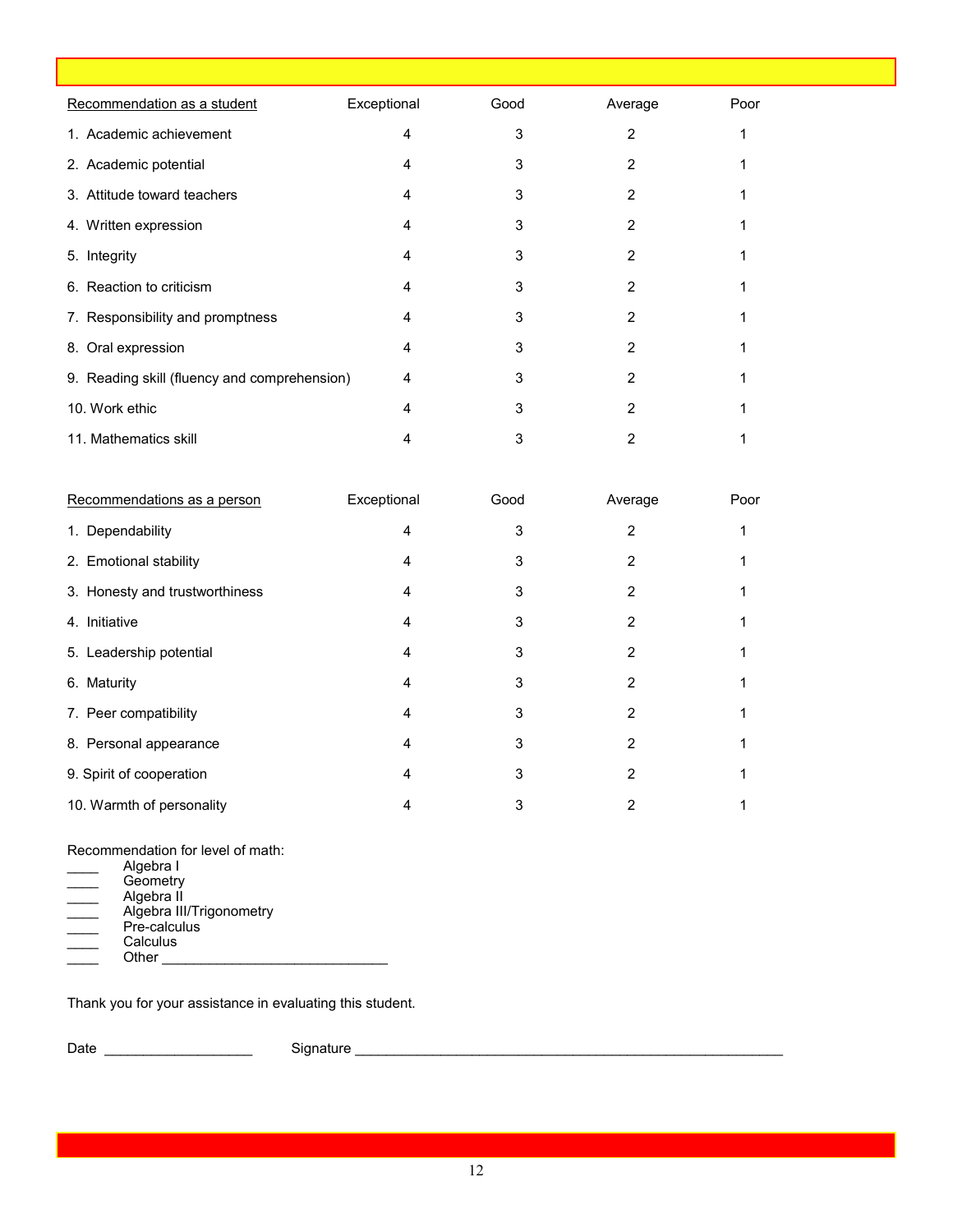| Recommendation as a student | Exceptional | Good | Average | Poor |
|---|---|---|---|---|
| 1. Academic achievement | 4 | 3 | 2 | 1 |
| 2. Academic potential | 4 | 3 | 2 | 1 |
| 3. Attitude toward teachers | 4 | 3 | 2 | 1 |
| 4. Written expression | 4 | 3 | 2 | 1 |
| 5. Integrity | 4 | 3 | 2 | 1 |
| 6. Reaction to criticism | 4 | 3 | 2 | 1 |
| 7. Responsibility and promptness | 4 | 3 | 2 | 1 |
| 8. Oral expression | 4 | 3 | 2 | 1 |
| 9. Reading skill (fluency and comprehension) | 4 | 3 | 2 | 1 |
| 10. Work ethic | 4 | 3 | 2 | 1 |
| 11. Mathematics skill | 4 | 3 | 2 | 1 |

| Recommendations as a person | Exceptional | Good | Average | Poor |
|---|---|---|---|---|
| 1. Dependability | 4 | 3 | 2 | 1 |
| 2. Emotional stability | 4 | 3 | 2 | 1 |
| 3. Honesty and trustworthiness | 4 | 3 | 2 | 1 |
| 4. Initiative | 4 | 3 | 2 | 1 |
| 5. Leadership potential | 4 | 3 | 2 | 1 |
| 6. Maturity | 4 | 3 | 2 | 1 |
| 7. Peer compatibility | 4 | 3 | 2 | 1 |
| 8. Personal appearance | 4 | 3 | 2 | 1 |
| 9. Spirit of cooperation | 4 | 3 | 2 | 1 |
| 10. Warmth of personality | 4 | 3 | 2 | 1 |

Recommendation for level of math:

____ Algebra I
____ Geometry
____ Algebra II
____ Algebra III/Trigonometry
____ Pre-calculus
____ Calculus
____ Other ____________________________

Thank you for your assistance in evaluating this student.

Date ___________________ Signature ______________________________________________________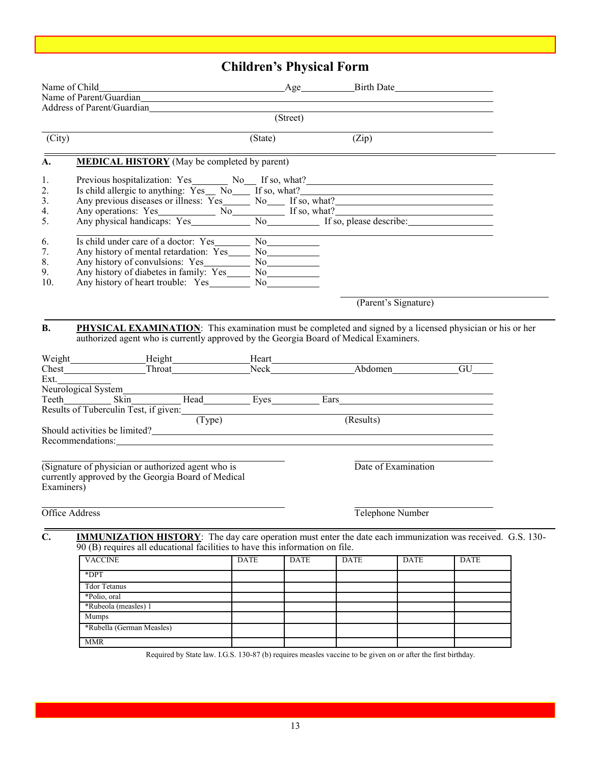# Children's Physical Form

Name of Child\_\_\_\_\_\_\_\_\_\_\_\_\_\_\_\_\_\_\_\_\_\_\_\_\_\_\_\_\_\_\_\_Age\_\_\_\_\_\_\_\_\_\_Birth Date\_\_\_\_\_\_\_\_\_\_\_\_\_\_\_\_\_\_\_\_

Name of Parent/Guardian\_\_\_\_\_\_\_\_\_\_\_\_\_\_\_\_\_\_\_\_\_\_\_\_\_\_\_\_\_\_\_\_\_\_\_\_\_\_\_\_\_\_\_\_\_\_\_\_\_\_\_\_\_\_\_\_

Address of Parent/Guardian\_\_\_\_\_\_\_\_\_\_\_\_\_\_\_\_\_\_\_\_\_\_\_\_\_\_\_\_\_\_\_\_\_\_\_\_\_\_\_\_\_\_\_\_\_\_\_\_\_\_\_\_\_\_

(Street)

(City) (State) (Zip)

---

**A. MEDICAL HISTORY** (May be completed by parent)

1. Previous hospitalization: Yes\_\_\_\_\_\_\_ No\_\_\_ If so, what?\_\_\_\_\_\_\_\_\_\_\_\_\_\_\_\_\_\_\_\_\_\_\_\_\_\_\_\_\_\_
2. Is child allergic to anything: Yes\_\_ No\_\_\_\_ If so, what?\_\_\_\_\_\_\_\_\_\_\_\_\_\_\_\_\_\_\_\_\_\_\_\_\_\_\_\_\_\_\_\_
3. Any previous diseases or illness: Yes\_\_\_\_\_\_ No\_\_\_\_ If so, what?\_\_\_\_\_\_\_\_\_\_\_\_\_\_\_\_\_\_\_\_\_\_\_\_\_\_
4. Any operations: Yes\_\_\_\_\_\_\_\_\_\_\_\_ No\_\_\_\_\_\_\_\_\_\_\_ If so, what?\_\_\_\_\_\_\_\_\_\_\_\_\_\_\_\_\_\_\_\_\_\_\_\_\_\_
5. Any physical handicaps: Yes\_\_\_\_\_\_\_\_\_\_\_\_ No\_\_\_\_\_\_\_\_\_\_\_ If so, please describe:\_\_\_\_\_\_\_\_\_\_\_\_\_\_\_\_\_\_
6. Is child under care of a doctor: Yes\_\_\_\_\_\_\_ No\_\_\_\_\_\_\_\_\_\_\_
7. Any history of mental retardation: Yes\_\_\_\_\_ No\_\_\_\_\_\_\_\_\_\_\_
8. Any history of convulsions: Yes\_\_\_\_\_\_\_\_\_ No\_\_\_\_\_\_\_\_\_\_\_
9. Any history of diabetes in family: Yes\_\_\_\_\_ No\_\_\_\_\_\_\_\_\_\_\_
10. Any history of heart trouble: Yes\_\_\_\_\_\_\_\_ No\_\_\_\_\_\_\_\_\_\_\_

\_\_\_\_\_\_\_\_\_\_\_\_\_\_\_\_\_\_\_\_\_\_\_\_\_\_\_\_\_\_\_\_\_\_\_\_\_\_\_\_\_\_

(Parent's Signature)

---

**B. PHYSICAL EXAMINATION**: This examination must be completed and signed by a licensed physician or his or her authorized agent who is currently approved by the Georgia Board of Medical Examiners.

Weight\_\_\_\_\_\_\_\_\_\_\_\_\_\_\_Height\_\_\_\_\_\_\_\_\_\_\_\_\_\_\_Heart\_\_\_\_\_\_\_\_\_\_\_\_\_\_\_\_\_\_\_\_\_\_\_\_\_\_\_\_\_\_\_\_\_\_\_\_\_\_\_\_\_\_\_\_\_

Chest\_\_\_\_\_\_\_\_\_\_\_\_\_\_\_\_Throat\_\_\_\_\_\_\_\_\_\_\_\_\_\_\_Neck\_\_\_\_\_\_\_\_\_\_\_\_\_\_\_\_Abdomen\_\_\_\_\_\_\_\_\_\_\_\_\_GU\_\_\_\_

Ext.\_\_\_\_\_\_\_\_\_\_\_

Neurological System\_\_\_\_\_\_\_\_\_\_\_\_\_\_\_\_\_\_\_\_\_\_\_\_\_\_\_\_\_\_\_\_\_\_\_\_\_\_\_\_\_\_\_\_\_\_\_\_\_\_\_\_\_\_\_\_\_\_\_\_\_\_\_\_\_\_\_\_\_\_

Teeth\_\_\_\_\_\_\_\_\_ Skin\_\_\_\_\_\_\_\_\_\_ Head\_\_\_\_\_\_\_\_\_\_ Eyes\_\_\_\_\_\_\_\_\_\_ Ears\_\_\_\_\_\_\_\_\_\_\_\_\_\_\_\_\_\_\_\_\_\_\_\_\_\_\_\_\_\_

Results of Tuberculin Test, if given:\_\_\_\_\_\_\_\_\_\_\_\_\_\_\_\_\_\_\_\_\_\_\_\_\_\_\_\_\_\_\_\_\_\_\_\_\_\_\_\_\_\_\_\_\_\_\_\_\_\_\_\_\_\_\_\_\_\_

(Type) (Results)

Should activities be limited?\_\_\_\_\_\_\_\_\_\_\_\_\_\_\_\_\_\_\_\_\_\_\_\_\_\_\_\_\_\_\_\_\_\_\_\_\_\_\_\_\_\_\_\_\_\_\_\_\_\_\_\_\_\_\_\_\_\_\_\_\_\_\_

Recommendations:\_\_\_\_\_\_\_\_\_\_\_\_\_\_\_\_\_\_\_\_\_\_\_\_\_\_\_\_\_\_\_\_\_\_\_\_\_\_\_\_\_\_\_\_\_\_\_\_\_\_\_\_\_\_\_\_\_\_\_\_\_\_\_\_\_\_\_\_\_\_

\_\_\_\_\_\_\_\_\_\_\_\_\_\_\_\_\_\_\_\_\_\_\_\_\_\_\_\_\_\_\_\_\_\_\_\_\_\_\_\_\_\_ \_\_\_\_\_\_\_\_\_\_\_\_\_\_\_\_\_\_\_\_\_\_\_\_

(Signature of physician or authorized agent who is currently approved by the Georgia Board of Medical Examiners)

Date of Examination

\_\_\_\_\_\_\_\_\_\_\_\_\_\_\_\_\_\_\_\_\_\_\_\_\_\_\_\_\_\_\_\_\_\_\_\_\_\_\_\_\_\_ \_\_\_\_\_\_\_\_\_\_\_\_\_\_\_\_\_\_\_\_\_\_\_\_

Office Address

Telephone Number

---

**C. IMMUNIZATION HISTORY**: The day care operation must enter the date each immunization was received. G.S. 130-90 (B) requires all educational facilities to have this information on file.

| VACCINE | DATE | DATE | DATE | DATE | DATE |
|---|---|---|---|---|---|
| *DPT | | | | | |
| Tdor Tetanus | | | | | |
| *Polio, oral | | | | | |
| *Rubeola (measles) 1 | | | | | |
| Mumps | | | | | |
| *Rubella (German Measles) | | | | | |
| MMR | | | | | |

Required by State law. I.G.S. 130-87 (b) requires measles vaccine to be given on or after the first birthday.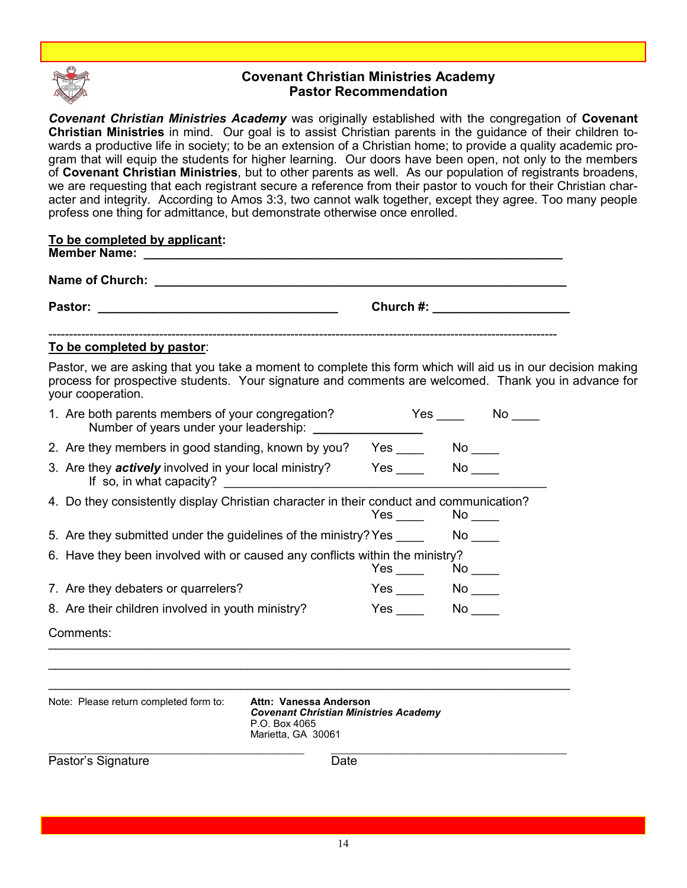## Covenant Christian Ministries Academy
## Pastor Recommendation

***Covenant Christian Ministries Academy*** was originally established with the congregation of **Covenant Christian Ministries** in mind. Our goal is to assist Christian parents in the guidance of their children towards a productive life in society; to be an extension of a Christian home; to provide a quality academic program that will equip the students for higher learning. Our doors have been open, not only to the members of **Covenant Christian Ministries**, but to other parents as well. As our population of registrants broadens, we are requesting that each registrant secure a reference from their pastor to vouch for their Christian character and integrity. According to Amos 3:3, two cannot walk together, except they agree. Too many people profess one thing for admittance, but demonstrate otherwise once enrolled.

**To be completed by applicant:**

**Member Name:** ______________________________________________

**Name of Church:** ______________________________________________

**Pastor:** ____________________________ **Church #:** ____________________

---

**To be completed by pastor:**

Pastor, we are asking that you take a moment to complete this form which will aid us in our decision making process for prospective students. Your signature and comments are welcomed. Thank you in advance for your cooperation.

1. Are both parents members of your congregation? Yes ____ No ____
   Number of years under your leadership: ________________
2. Are they members in good standing, known by you? Yes ____ No ____
3. Are they ***actively*** involved in your local ministry? Yes ____ No ____
   If so, in what capacity? ______________________________________
4. Do they consistently display Christian character in their conduct and communication?
   Yes ____ No ____
5. Are they submitted under the guidelines of the ministry? Yes ____ No ____
6. Have they been involved with or caused any conflicts within the ministry?
   Yes ____ No ____
7. Are they debaters or quarrelers? Yes ____ No ____
8. Are their children involved in youth ministry? Yes ____ No ____

Comments:
______________________________________________________________________
______________________________________________________________________
______________________________________________________________________

Note: Please return completed form to: **Attn: Vanessa Anderson**
***Covenant Christian Ministries Academy***
P.O. Box 4065
Marietta, GA 30061

______________________________ ______________________________
Pastor's Signature Date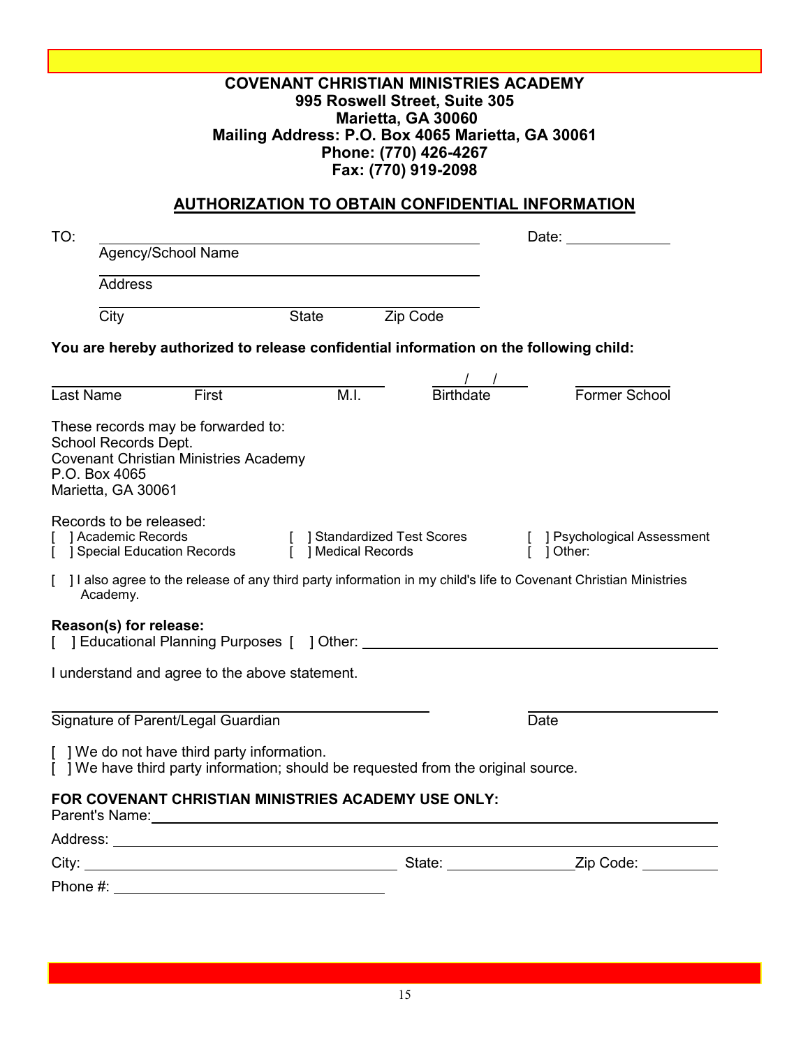**COVENANT CHRISTIAN MINISTRIES ACADEMY**
**995 Roswell Street, Suite 305**
**Marietta, GA 30060**
**Mailing Address: P.O. Box 4065 Marietta, GA 30061**
**Phone: (770) 426-4267**
**Fax: (770) 919-2098**

## AUTHORIZATION TO OBTAIN CONFIDENTIAL INFORMATION

TO: ______________________________________________ Date: ____________

Agency/School Name

______________________________________________

Address

______________________________________________

City State Zip Code

**You are hereby authorized to release confidential information on the following child:**

______________________________________________ ___/___/___ ____________

Last Name First M.I. Birthdate Former School

These records may be forwarded to:
School Records Dept.
Covenant Christian Ministries Academy
P.O. Box 4065
Marietta, GA 30061

Records to be released:

[ ] Academic Records
[ ] Special Education Records
[ ] Standardized Test Scores
[ ] Medical Records
[ ] Psychological Assessment
[ ] Other:

[ ] I also agree to the release of any third party information in my child's life to Covenant Christian Ministries Academy.

**Reason(s) for release:**
[ ] Educational Planning Purposes [ ] Other: ______________________________________________

I understand and agree to the above statement.

______________________________________________ ____________________

Signature of Parent/Legal Guardian Date

[ ] We do not have third party information.
[ ] We have third party information; should be requested from the original source.

**FOR COVENANT CHRISTIAN MINISTRIES ACADEMY USE ONLY:**

Parent's Name: ______________________________________________

Address: ______________________________________________

City: ______________________ State: ____________ Zip Code: ________

Phone #: ______________________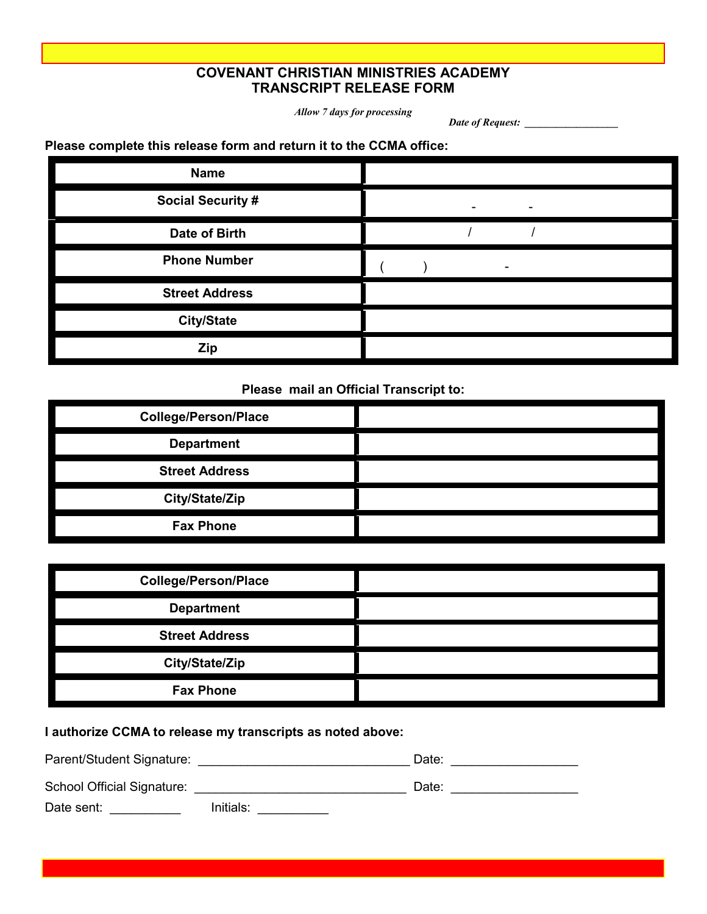# COVENANT CHRISTIAN MINISTRIES ACADEMY
## TRANSCRIPT RELEASE FORM

*Allow 7 days for processing*

*Date of Request: _________________*

**Please complete this release form and return it to the CCMA office:**

| | |
|---|---|
| **Name** | |
| **Social Security #** | - - |
| **Date of Birth** | / / |
| **Phone Number** | ( ) - |
| **Street Address** | |
| **City/State** | |
| **Zip** | |

**Please mail an Official Transcript to:**

| | |
|---|---|
| **College/Person/Place** | |
| **Department** | |
| **Street Address** | |
| **City/State/Zip** | |
| **Fax Phone** | |

| | |
|---|---|
| **College/Person/Place** | |
| **Department** | |
| **Street Address** | |
| **City/State/Zip** | |
| **Fax Phone** | |

**I authorize CCMA to release my transcripts as noted above:**

Parent/Student Signature: ______________________________ Date: __________________

School Official Signature: ______________________________ Date: __________________

Date sent: __________ Initials: __________